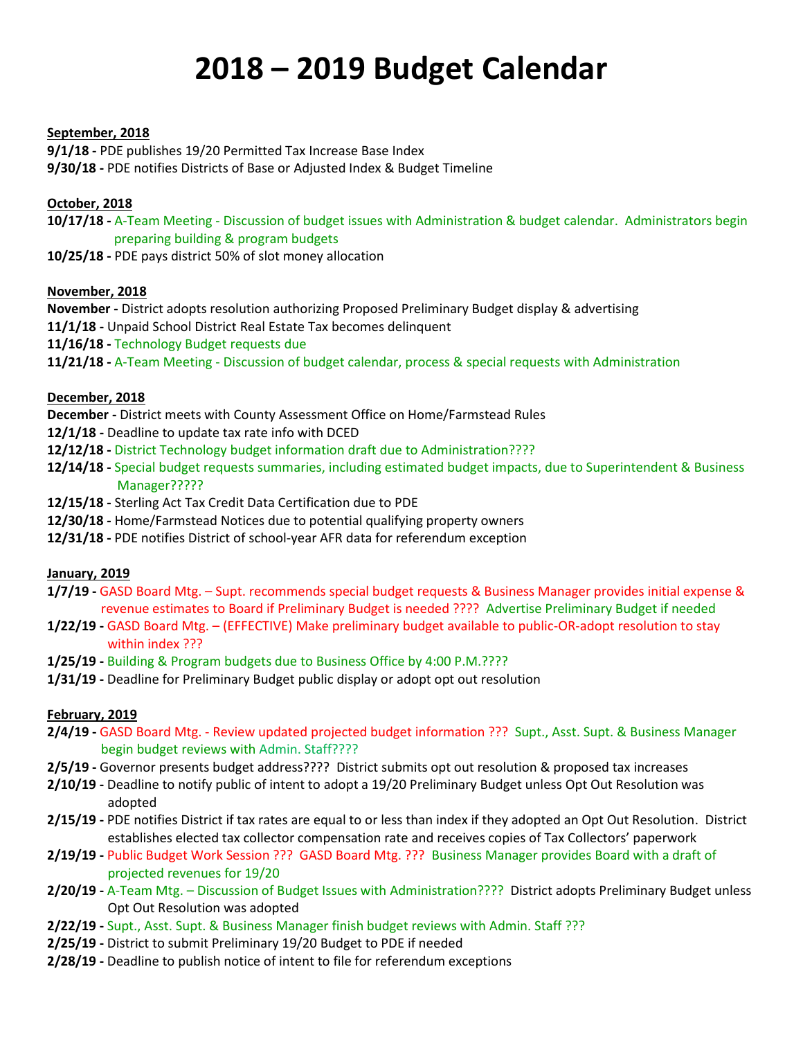# 2018 – 2019 Budget Calendar

**September, 2018**

**9/1/18 -** PDE publishes 19/20 Permitted Tax Increase Base Index
**9/30/18 -** PDE notifies Districts of Base or Adjusted Index & Budget Timeline

**October, 2018**

**10/17/18 -** A-Team Meeting - Discussion of budget issues with Administration & budget calendar. Administrators begin preparing building & program budgets
**10/25/18 -** PDE pays district 50% of slot money allocation

**November, 2018**

**November -** District adopts resolution authorizing Proposed Preliminary Budget display & advertising
**11/1/18 -** Unpaid School District Real Estate Tax becomes delinquent
**11/16/18 -** Technology Budget requests due
**11/21/18 -** A-Team Meeting - Discussion of budget calendar, process & special requests with Administration

**December, 2018**

**December -** District meets with County Assessment Office on Home/Farmstead Rules
**12/1/18 -** Deadline to update tax rate info with DCED
**12/12/18 -** District Technology budget information draft due to Administration????
**12/14/18 -** Special budget requests summaries, including estimated budget impacts, due to Superintendent & Business Manager?????
**12/15/18 -** Sterling Act Tax Credit Data Certification due to PDE
**12/30/18 -** Home/Farmstead Notices due to potential qualifying property owners
**12/31/18 -** PDE notifies District of school-year AFR data for referendum exception

**January, 2019**

**1/7/19 -** GASD Board Mtg. – Supt. recommends special budget requests & Business Manager provides initial expense & revenue estimates to Board if Preliminary Budget is needed ???? Advertise Preliminary Budget if needed
**1/22/19 -** GASD Board Mtg. – (EFFECTIVE) Make preliminary budget available to public-OR-adopt resolution to stay within index ???
**1/25/19 -** Building & Program budgets due to Business Office by 4:00 P.M.????
**1/31/19 -** Deadline for Preliminary Budget public display or adopt opt out resolution

**February, 2019**

**2/4/19 -** GASD Board Mtg. - Review updated projected budget information ??? Supt., Asst. Supt. & Business Manager begin budget reviews with Admin. Staff????
**2/5/19 -** Governor presents budget address???? District submits opt out resolution & proposed tax increases
**2/10/19 -** Deadline to notify public of intent to adopt a 19/20 Preliminary Budget unless Opt Out Resolution was adopted
**2/15/19 -** PDE notifies District if tax rates are equal to or less than index if they adopted an Opt Out Resolution. District establishes elected tax collector compensation rate and receives copies of Tax Collectors' paperwork
**2/19/19 -** Public Budget Work Session ??? GASD Board Mtg. ??? Business Manager provides Board with a draft of projected revenues for 19/20
**2/20/19 -** A-Team Mtg. – Discussion of Budget Issues with Administration???? District adopts Preliminary Budget unless Opt Out Resolution was adopted
**2/22/19 -** Supt., Asst. Supt. & Business Manager finish budget reviews with Admin. Staff ???
**2/25/19 -** District to submit Preliminary 19/20 Budget to PDE if needed
**2/28/19 -** Deadline to publish notice of intent to file for referendum exceptions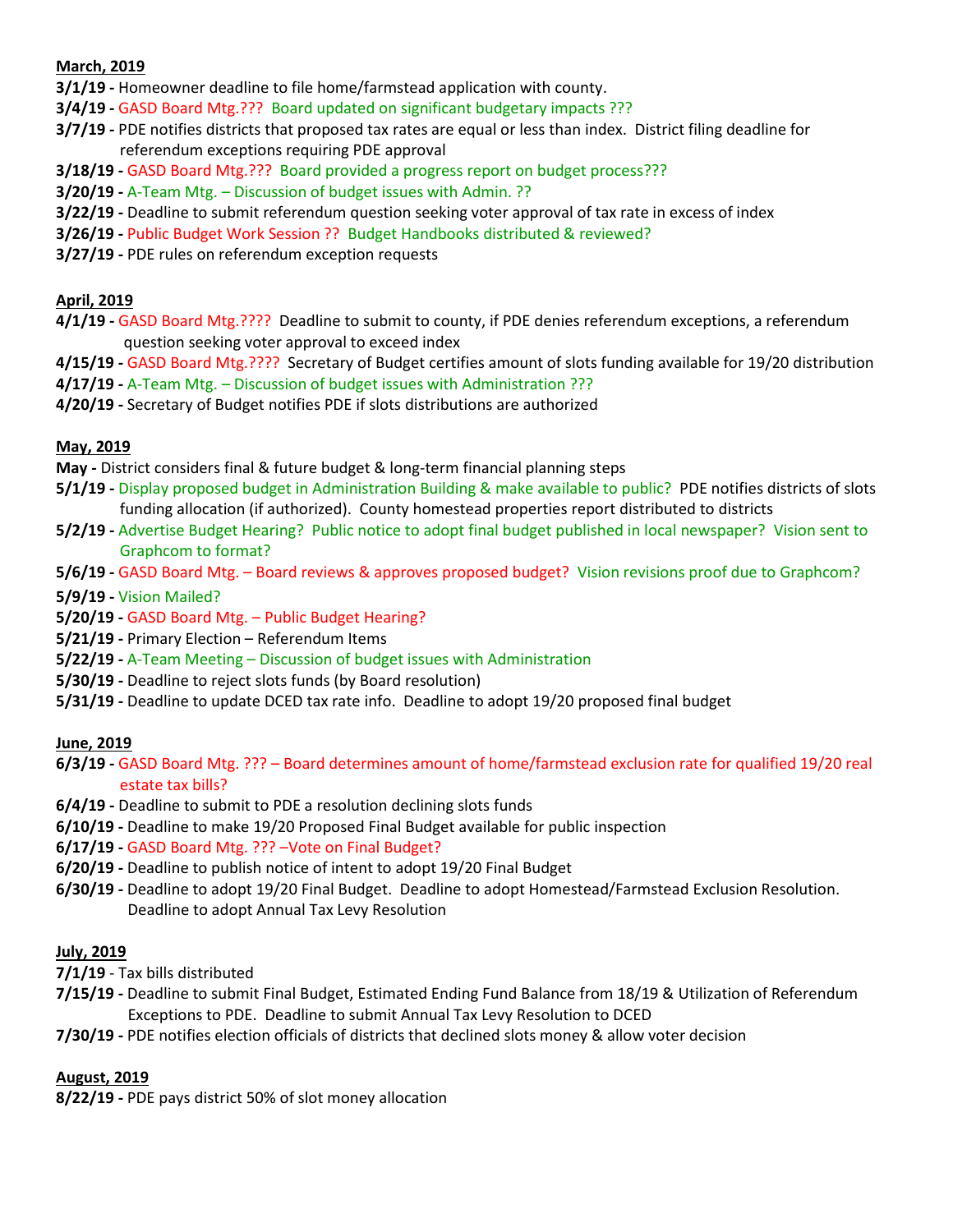**March, 2019**

**3/1/19 -** Homeowner deadline to file home/farmstead application with county.

**3/4/19 -** GASD Board Mtg.??? Board updated on significant budgetary impacts ???

**3/7/19 -** PDE notifies districts that proposed tax rates are equal or less than index. District filing deadline for referendum exceptions requiring PDE approval

**3/18/19 -** GASD Board Mtg.??? Board provided a progress report on budget process???

**3/20/19 -** A-Team Mtg. – Discussion of budget issues with Admin. ??

**3/22/19 -** Deadline to submit referendum question seeking voter approval of tax rate in excess of index

**3/26/19 -** Public Budget Work Session ?? Budget Handbooks distributed & reviewed?

**3/27/19 -** PDE rules on referendum exception requests

**April, 2019**

**4/1/19 -** GASD Board Mtg.???? Deadline to submit to county, if PDE denies referendum exceptions, a referendum question seeking voter approval to exceed index

**4/15/19 -** GASD Board Mtg.???? Secretary of Budget certifies amount of slots funding available for 19/20 distribution

**4/17/19 -** A-Team Mtg. – Discussion of budget issues with Administration ???

**4/20/19 -** Secretary of Budget notifies PDE if slots distributions are authorized

**May, 2019**

**May -** District considers final & future budget & long-term financial planning steps

**5/1/19 -** Display proposed budget in Administration Building & make available to public? PDE notifies districts of slots funding allocation (if authorized). County homestead properties report distributed to districts

**5/2/19 -** Advertise Budget Hearing? Public notice to adopt final budget published in local newspaper? Vision sent to Graphcom to format?

**5/6/19 -** GASD Board Mtg. – Board reviews & approves proposed budget? Vision revisions proof due to Graphcom?

**5/9/19 -** Vision Mailed?

**5/20/19 -** GASD Board Mtg. – Public Budget Hearing?

**5/21/19 -** Primary Election – Referendum Items

**5/22/19 -** A-Team Meeting – Discussion of budget issues with Administration

**5/30/19 -** Deadline to reject slots funds (by Board resolution)

**5/31/19 -** Deadline to update DCED tax rate info. Deadline to adopt 19/20 proposed final budget

**June, 2019**

**6/3/19 -** GASD Board Mtg. ??? – Board determines amount of home/farmstead exclusion rate for qualified 19/20 real estate tax bills?

**6/4/19 -** Deadline to submit to PDE a resolution declining slots funds

**6/10/19 -** Deadline to make 19/20 Proposed Final Budget available for public inspection

**6/17/19 -** GASD Board Mtg. ??? –Vote on Final Budget?

**6/20/19 -** Deadline to publish notice of intent to adopt 19/20 Final Budget

**6/30/19 -** Deadline to adopt 19/20 Final Budget. Deadline to adopt Homestead/Farmstead Exclusion Resolution. Deadline to adopt Annual Tax Levy Resolution

**July, 2019**

**7/1/19** - Tax bills distributed

**7/15/19 -** Deadline to submit Final Budget, Estimated Ending Fund Balance from 18/19 & Utilization of Referendum Exceptions to PDE. Deadline to submit Annual Tax Levy Resolution to DCED

**7/30/19 -** PDE notifies election officials of districts that declined slots money & allow voter decision

**August, 2019**

**8/22/19 -** PDE pays district 50% of slot money allocation